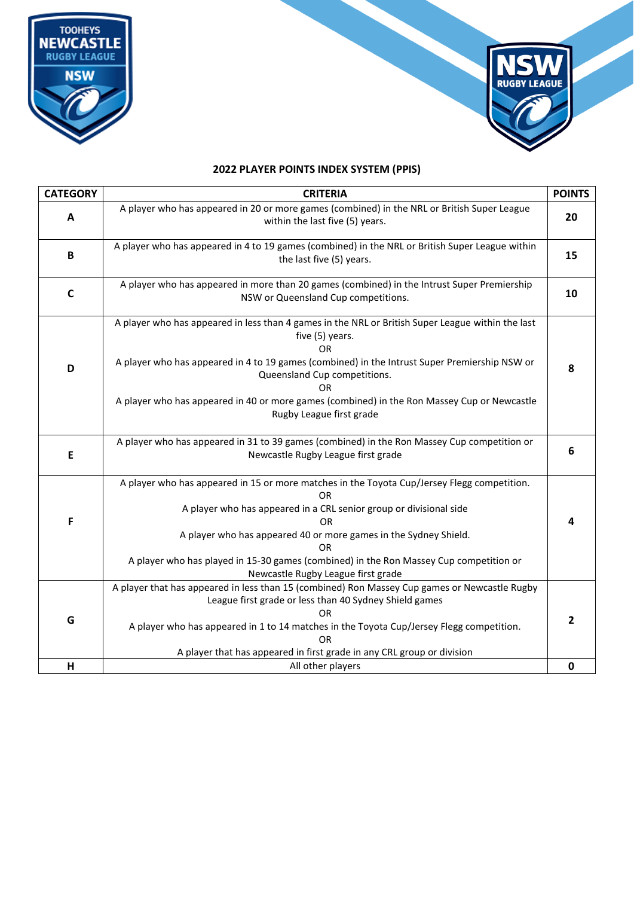## 2022 PLAYER POINTS INDEX SYSTEM (PPIS)

| CATEGORY | CRITERIA | POINTS |
|---|---|---|
| A | A player who has appeared in 20 or more games (combined) in the NRL or British Super League within the last five (5) years. | 20 |
| B | A player who has appeared in 4 to 19 games (combined) in the NRL or British Super League within the last five (5) years. | 15 |
| C | A player who has appeared in more than 20 games (combined) in the Intrust Super Premiership NSW or Queensland Cup competitions. | 10 |
| D | A player who has appeared in less than 4 games in the NRL or British Super League within the last five (5) years.<br>OR<br>A player who has appeared in 4 to 19 games (combined) in the Intrust Super Premiership NSW or Queensland Cup competitions.<br>OR<br>A player who has appeared in 40 or more games (combined) in the Ron Massey Cup or Newcastle Rugby League first grade | 8 |
| E | A player who has appeared in 31 to 39 games (combined) in the Ron Massey Cup competition or Newcastle Rugby League first grade | 6 |
| F | A player who has appeared in 15 or more matches in the Toyota Cup/Jersey Flegg competition.<br>OR<br>A player who has appeared in a CRL senior group or divisional side<br>OR<br>A player who has appeared 40 or more games in the Sydney Shield.<br>OR<br>A player who has played in 15-30 games (combined) in the Ron Massey Cup competition or Newcastle Rugby League first grade | 4 |
| G | A player that has appeared in less than 15 (combined) Ron Massey Cup games or Newcastle Rugby League first grade or less than 40 Sydney Shield games<br>OR<br>A player who has appeared in 1 to 14 matches in the Toyota Cup/Jersey Flegg competition.<br>OR<br>A player that has appeared in first grade in any CRL group or division | 2 |
| H | All other players | 0 |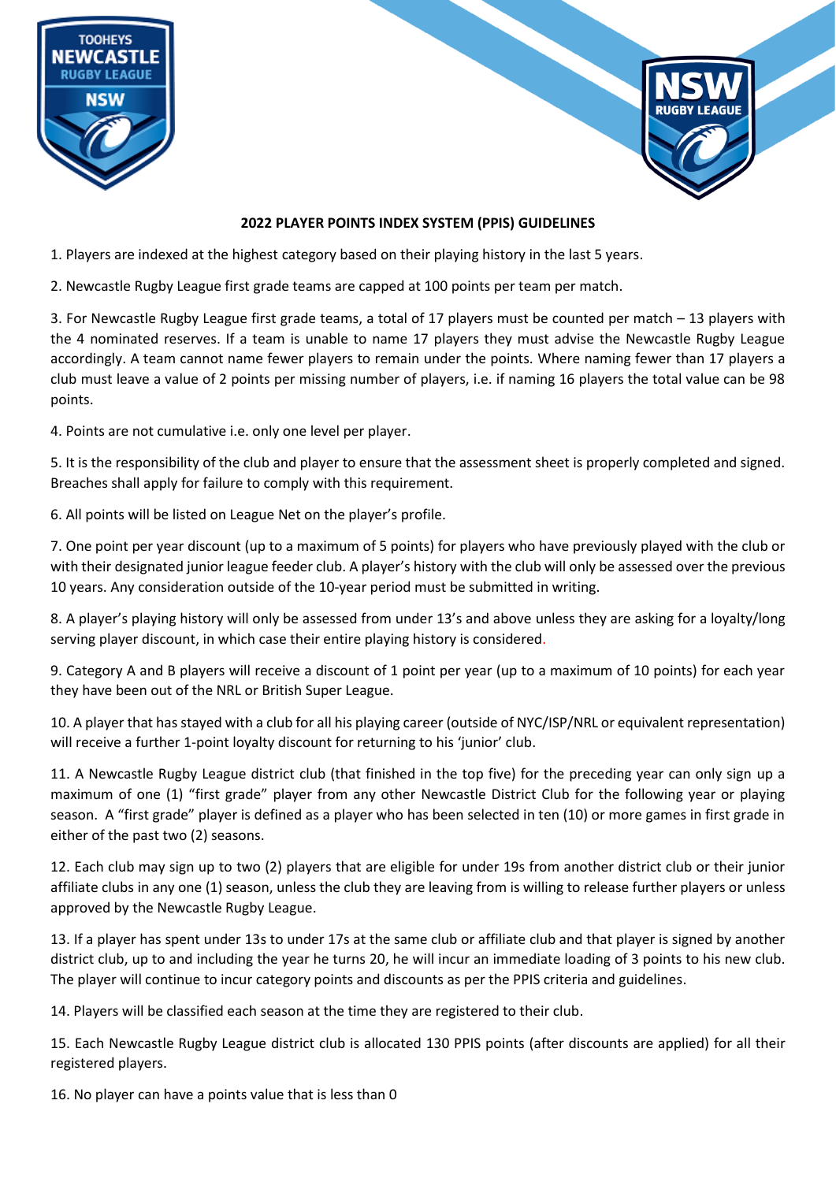**2022 PLAYER POINTS INDEX SYSTEM (PPIS) GUIDELINES**

1. Players are indexed at the highest category based on their playing history in the last 5 years.

2. Newcastle Rugby League first grade teams are capped at 100 points per team per match.

3. For Newcastle Rugby League first grade teams, a total of 17 players must be counted per match – 13 players with the 4 nominated reserves. If a team is unable to name 17 players they must advise the Newcastle Rugby League accordingly. A team cannot name fewer players to remain under the points. Where naming fewer than 17 players a club must leave a value of 2 points per missing number of players, i.e. if naming 16 players the total value can be 98 points.

4. Points are not cumulative i.e. only one level per player.

5. It is the responsibility of the club and player to ensure that the assessment sheet is properly completed and signed. Breaches shall apply for failure to comply with this requirement.

6. All points will be listed on League Net on the player's profile.

7. One point per year discount (up to a maximum of 5 points) for players who have previously played with the club or with their designated junior league feeder club. A player's history with the club will only be assessed over the previous 10 years. Any consideration outside of the 10-year period must be submitted in writing.

8. A player's playing history will only be assessed from under 13's and above unless they are asking for a loyalty/long serving player discount, in which case their entire playing history is considered.

9. Category A and B players will receive a discount of 1 point per year (up to a maximum of 10 points) for each year they have been out of the NRL or British Super League.

10. A player that has stayed with a club for all his playing career (outside of NYC/ISP/NRL or equivalent representation) will receive a further 1-point loyalty discount for returning to his 'junior' club.

11. A Newcastle Rugby League district club (that finished in the top five) for the preceding year can only sign up a maximum of one (1) "first grade" player from any other Newcastle District Club for the following year or playing season. A "first grade" player is defined as a player who has been selected in ten (10) or more games in first grade in either of the past two (2) seasons.

12. Each club may sign up to two (2) players that are eligible for under 19s from another district club or their junior affiliate clubs in any one (1) season, unless the club they are leaving from is willing to release further players or unless approved by the Newcastle Rugby League.

13. If a player has spent under 13s to under 17s at the same club or affiliate club and that player is signed by another district club, up to and including the year he turns 20, he will incur an immediate loading of 3 points to his new club. The player will continue to incur category points and discounts as per the PPIS criteria and guidelines.

14. Players will be classified each season at the time they are registered to their club.

15. Each Newcastle Rugby League district club is allocated 130 PPIS points (after discounts are applied) for all their registered players.

16. No player can have a points value that is less than 0